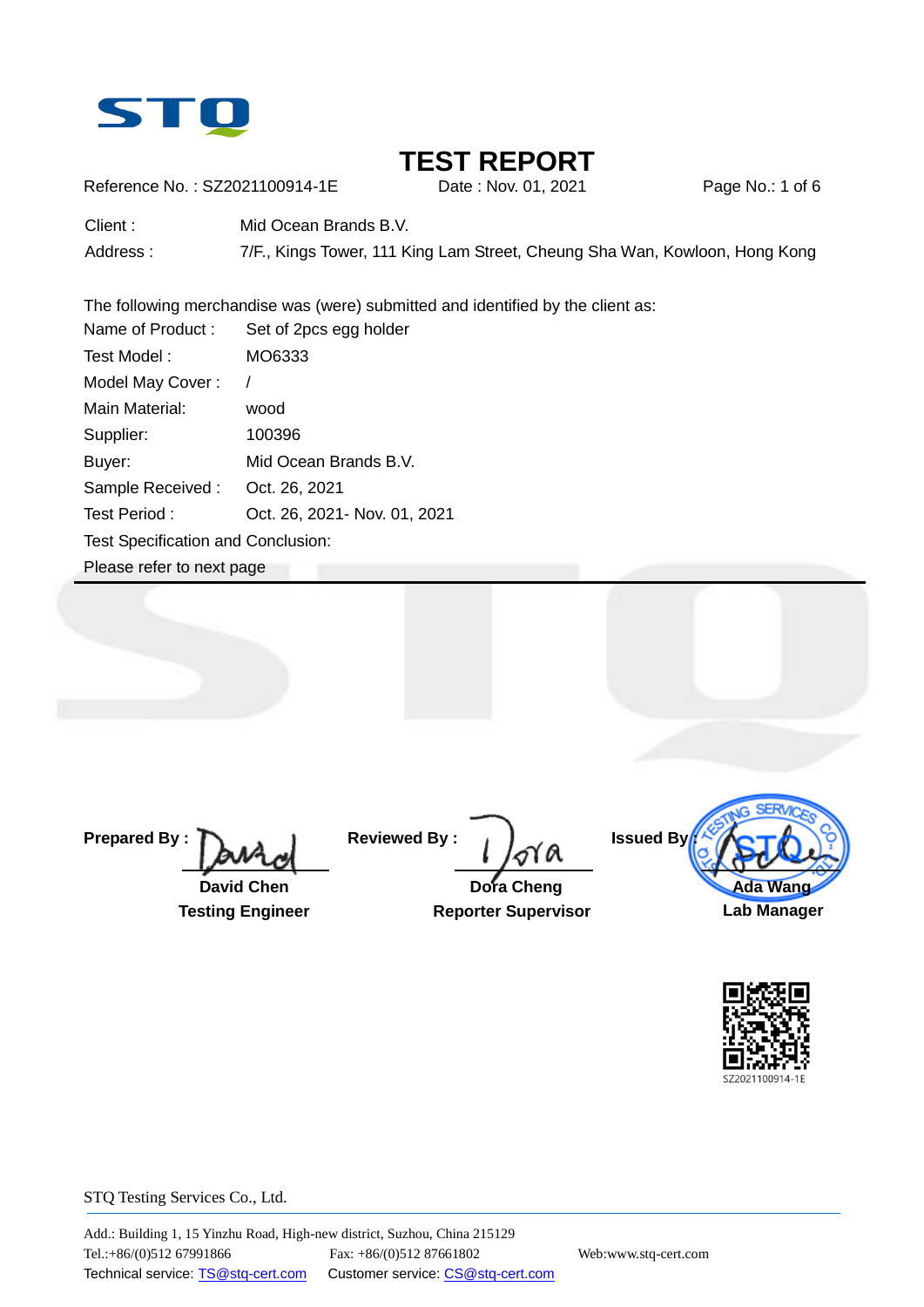STQ

# TEST REPORT

Reference No. : SZ2021100914-1E    Date : Nov. 01, 2021

Client : Mid Ocean Brands B.V.

Address : 7/F., Kings Tower, 111 King Lam Street, Cheung Sha Wan, Kowloon, Hong Kong

The following merchandise was (were) submitted and identified by the client as:

Name of Product : Set of 2pcs egg holder

Test Model : MO6333

Model May Cover : /

Main Material: wood

Supplier: 100396

Buyer: Mid Ocean Brands B.V.

Sample Received : Oct. 26, 2021

Test Period : Oct. 26, 2021- Nov. 01, 2021

Test Specification and Conclusion:

Please refer to next page

---

| Prepared By : | Reviewed By : | Issued By : |
|---|---|---|
| **David Chen** | **Dora Cheng** | **Ada Wang** |
| **Testing Engineer** | **Reporter Supervisor** | **Lab Manager** |

SZ2021100914-1E

STQ Testing Services Co., Ltd.

Add.: Building 1, 15 Yinzhu Road, High-new district, Suzhou, China 215129

Tel.:+86/(0)512 67991866    Fax: +86/(0)512 87661802    Web:www.stq-cert.com

Technical service: TS@stq-cert.com    Customer service: CS@stq-cert.com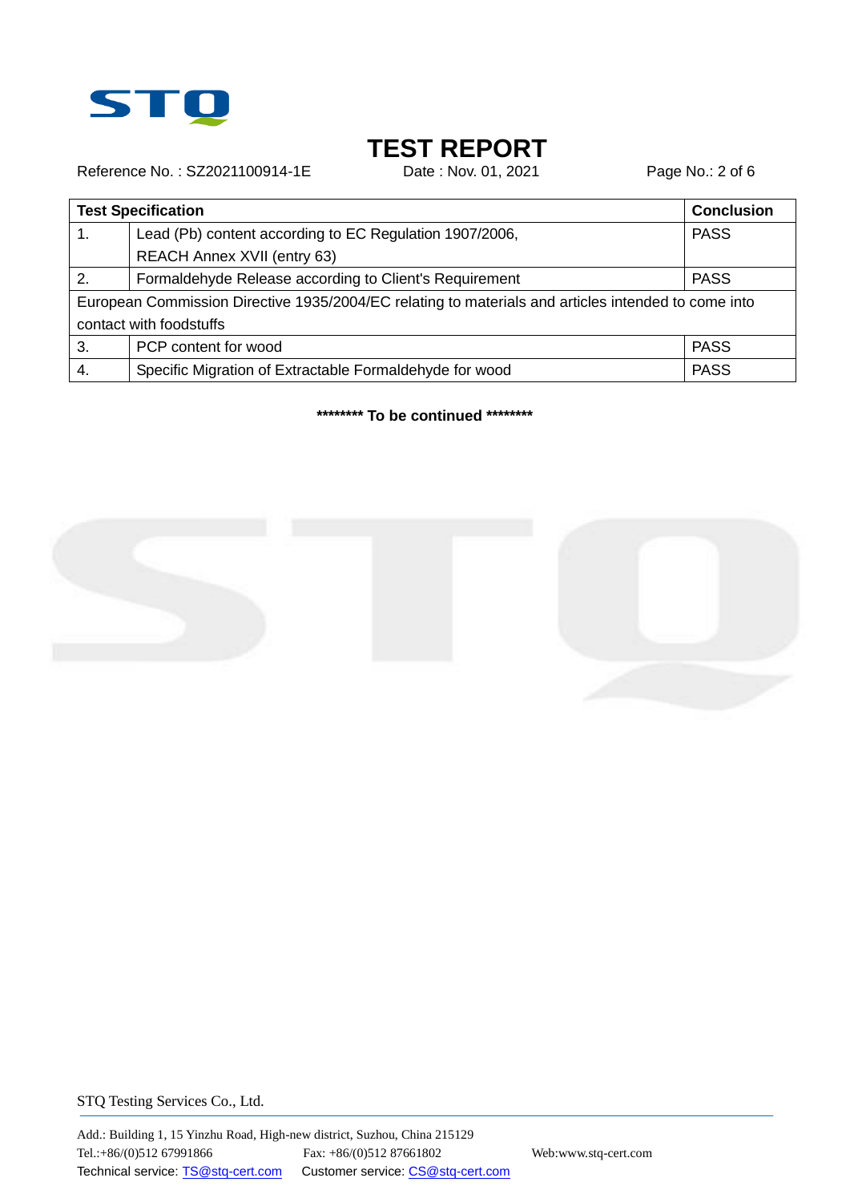# TEST REPORT

Reference No. : SZ2021100914-1E    Date : Nov. 01, 2021

| Test Specification | | Conclusion |
|---|---|---|
| 1. | Lead (Pb) content according to EC Regulation 1907/2006, REACH Annex XVII (entry 63) | PASS |
| 2. | Formaldehyde Release according to Client's Requirement | PASS |
| European Commission Directive 1935/2004/EC relating to materials and articles intended to come into contact with foodstuffs | | |
| 3. | PCP content for wood | PASS |
| 4. | Specific Migration of Extractable Formaldehyde for wood | PASS |

**\*\*\*\*\*\*\*\* To be continued \*\*\*\*\*\*\*\***

STQ Testing Services Co., Ltd.

Add.: Building 1, 15 Yinzhu Road, High-new district, Suzhou, China 215129
Tel.:+86/(0)512 67991866    Fax: +86/(0)512 87661802    Web:www.stq-cert.com
Technical service: TS@stq-cert.com    Customer service: CS@stq-cert.com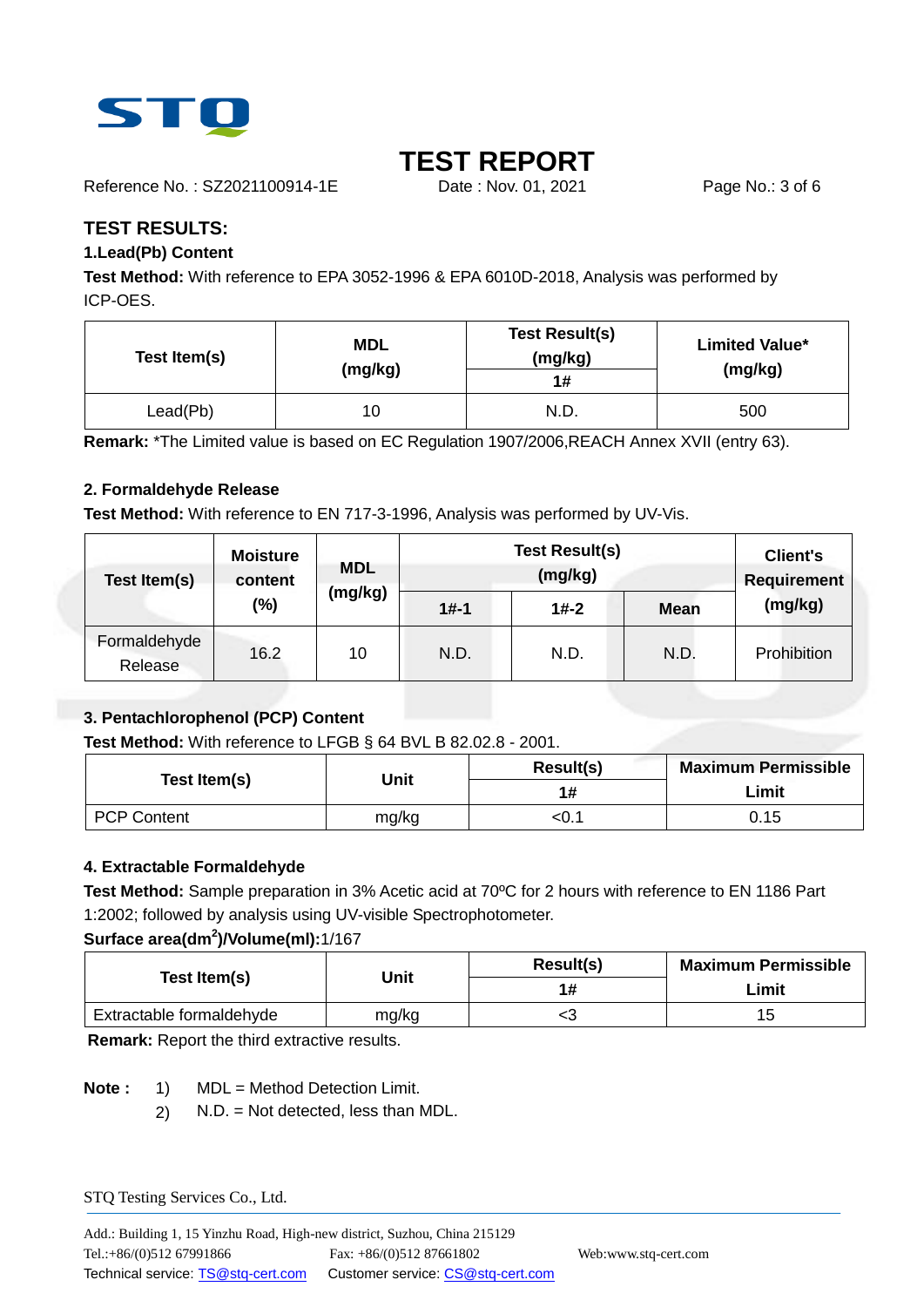# TEST REPORT

Reference No. : SZ2021100914-1E　　Date : Nov. 01, 2021

## TEST RESULTS:

### 1.Lead(Pb) Content

**Test Method:** With reference to EPA 3052-1996 & EPA 6010D-2018, Analysis was performed by ICP-OES.

| Test Item(s) | MDL (mg/kg) | Test Result(s) (mg/kg) | Limited Value* (mg/kg) |
|---|---|---|---|
| | | 1# | |
| Lead(Pb) | 10 | N.D. | 500 |

**Remark:** *The Limited value is based on EC Regulation 1907/2006,REACH Annex XVII (entry 63).

### 2. Formaldehyde Release

**Test Method:** With reference to EN 717-3-1996, Analysis was performed by UV-Vis.

| Test Item(s) | Moisture content (%) | MDL (mg/kg) | Test Result(s) (mg/kg) | | | Client's Requirement (mg/kg) |
|---|---|---|---|---|---|---|
| | | | 1#-1 | 1#-2 | Mean | |
| Formaldehyde Release | 16.2 | 10 | N.D. | N.D. | N.D. | Prohibition |

### 3. Pentachlorophenol (PCP) Content

**Test Method:** With reference to LFGB § 64 BVL B 82.02.8 - 2001.

| Test Item(s) | Unit | Result(s) | Maximum Permissible Limit |
|---|---|---|---|
| | | 1# | |
| PCP Content | mg/kg | <0.1 | 0.15 |

### 4. Extractable Formaldehyde

**Test Method:** Sample preparation in 3% Acetic acid at 70ºC for 2 hours with reference to EN 1186 Part 1:2002; followed by analysis using UV-visible Spectrophotometer.

**Surface area($dm^2$)/Volume(ml):**1/167

| Test Item(s) | Unit | Result(s) | Maximum Permissible Limit |
|---|---|---|---|
| | | 1# | |
| Extractable formaldehyde | mg/kg | <3 | 15 |

**Remark:** Report the third extractive results.

**Note :**
1) MDL = Method Detection Limit.
2) N.D. = Not detected, less than MDL.

STQ Testing Services Co., Ltd.

Add.: Building 1, 15 Yinzhu Road, High-new district, Suzhou, China 215129
Tel.:+86/(0)512 67991866　　Fax: +86/(0)512 87661802　　Web:www.stq-cert.com
Technical service: TS@stq-cert.com　　Customer service: CS@stq-cert.com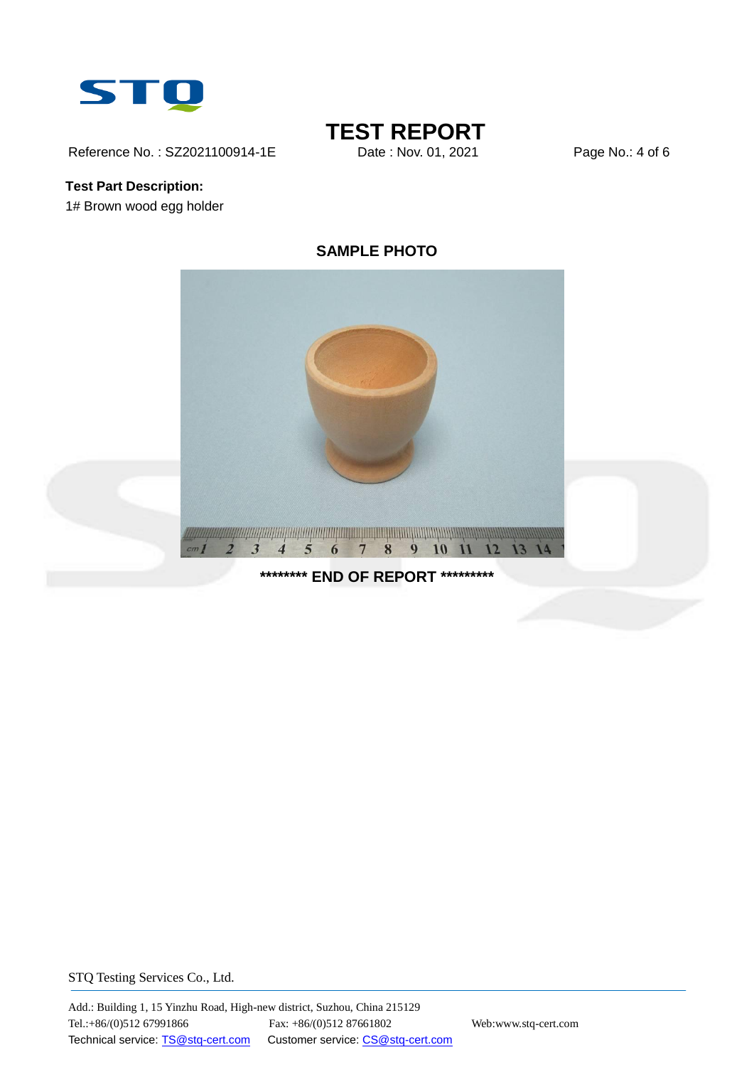# TEST REPORT

Reference No. : SZ2021100914-1E    Date : Nov. 01, 2021

**Test Part Description:**

1# Brown wood egg holder

## SAMPLE PHOTO

******** END OF REPORT *********

STQ Testing Services Co., Ltd.

Add.: Building 1, 15 Yinzhu Road, High-new district, Suzhou, China 215129

Tel.:+86/(0)512 67991866    Fax: +86/(0)512 87661802    Web:www.stq-cert.com

Technical service: TS@stq-cert.com    Customer service: CS@stq-cert.com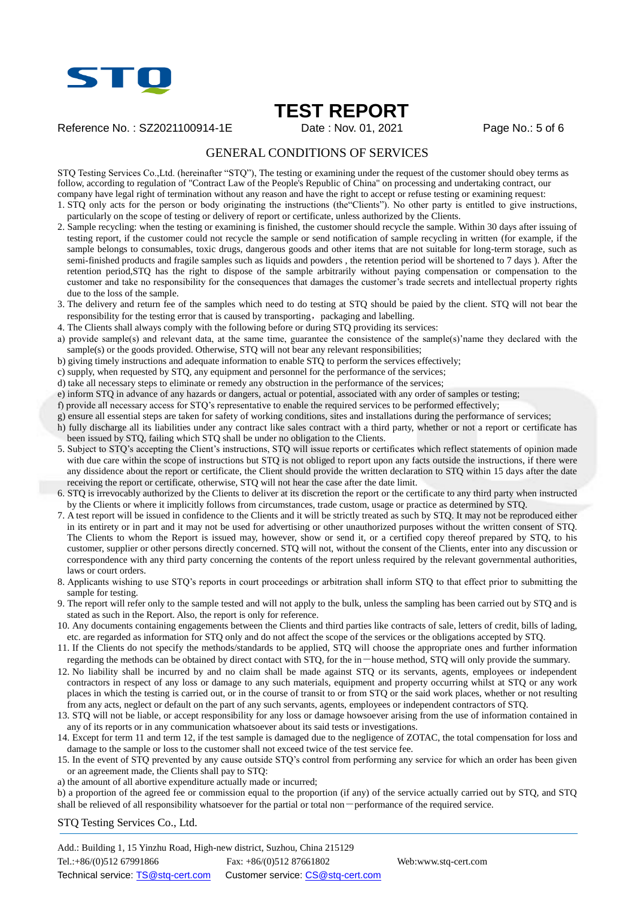# TEST REPORT

Reference No. : SZ2021100914-1E    Date : Nov. 01, 2021

## GENERAL CONDITIONS OF SERVICES

STQ Testing Services Co.,Ltd. (hereinafter “STQ”), The testing or examining under the request of the customer should obey terms as follow, according to regulation of "Contract Law of the People's Republic of China" on processing and undertaking contract, our company have legal right of termination without any reason and have the right to accept or refuse testing or examining request:

1. STQ only acts for the person or body originating the instructions (the“Clients”). No other party is entitled to give instructions, particularly on the scope of testing or delivery of report or certificate, unless authorized by the Clients.
2. Sample recycling: when the testing or examining is finished, the customer should recycle the sample. Within 30 days after issuing of testing report, if the customer could not recycle the sample or send notification of sample recycling in written (for example, if the sample belongs to consumables, toxic drugs, dangerous goods and other items that are not suitable for long-term storage, such as semi-finished products and fragile samples such as liquids and powders , the retention period will be shortened to 7 days ). After the retention period,STQ has the right to dispose of the sample arbitrarily without paying compensation or compensation to the customer and take no responsibility for the consequences that damages the customer’s trade secrets and intellectual property rights due to the loss of the sample.
3. The delivery and return fee of the samples which need to do testing at STQ should be paied by the client. STQ will not bear the responsibility for the testing error that is caused by transporting，packaging and labelling.
4. The Clients shall always comply with the following before or during STQ providing its services:

a) provide sample(s) and relevant data, at the same time, guarantee the consistence of the sample(s)’name they declared with the sample(s) or the goods provided. Otherwise, STQ will not bear any relevant responsibilities;
b) giving timely instructions and adequate information to enable STQ to perform the services effectively;
c) supply, when requested by STQ, any equipment and personnel for the performance of the services;
d) take all necessary steps to eliminate or remedy any obstruction in the performance of the services;
e) inform STQ in advance of any hazards or dangers, actual or potential, associated with any order of samples or testing;
f) provide all necessary access for STQ’s representative to enable the required services to be performed effectively;
g) ensure all essential steps are taken for safety of working conditions, sites and installations during the performance of services;
h) fully discharge all its liabilities under any contract like sales contract with a third party, whether or not a report or certificate has been issued by STQ, failing which STQ shall be under no obligation to the Clients.

5. Subject to STQ’s accepting the Client’s instructions, STQ will issue reports or certificates which reflect statements of opinion made with due care within the scope of instructions but STQ is not obliged to report upon any facts outside the instructions, if there were any dissidence about the report or certificate, the Client should provide the written declaration to STQ within 15 days after the date receiving the report or certificate, otherwise, STQ will not hear the case after the date limit.
6. STQ is irrevocably authorized by the Clients to deliver at its discretion the report or the certificate to any third party when instructed by the Clients or where it implicitly follows from circumstances, trade custom, usage or practice as determined by STQ.
7. A test report will be issued in confidence to the Clients and it will be strictly treated as such by STQ. It may not be reproduced either in its entirety or in part and it may not be used for advertising or other unauthorized purposes without the written consent of STQ. The Clients to whom the Report is issued may, however, show or send it, or a certified copy thereof prepared by STQ, to his customer, supplier or other persons directly concerned. STQ will not, without the consent of the Clients, enter into any discussion or correspondence with any third party concerning the contents of the report unless required by the relevant governmental authorities, laws or court orders.
8. Applicants wishing to use STQ’s reports in court proceedings or arbitration shall inform STQ to that effect prior to submitting the sample for testing.
9. The report will refer only to the sample tested and will not apply to the bulk, unless the sampling has been carried out by STQ and is stated as such in the Report. Also, the report is only for reference.
10. Any documents containing engagements between the Clients and third parties like contracts of sale, letters of credit, bills of lading, etc. are regarded as information for STQ only and do not affect the scope of the services or the obligations accepted by STQ.
11. If the Clients do not specify the methods/standards to be applied, STQ will choose the appropriate ones and further information regarding the methods can be obtained by direct contact with STQ, for the in－house method, STQ will only provide the summary.
12. No liability shall be incurred by and no claim shall be made against STQ or its servants, agents, employees or independent contractors in respect of any loss or damage to any such materials, equipment and property occurring whilst at STQ or any work places in which the testing is carried out, or in the course of transit to or from STQ or the said work places, whether or not resulting from any acts, neglect or default on the part of any such servants, agents, employees or independent contractors of STQ.
13. STQ will not be liable, or accept responsibility for any loss or damage howsoever arising from the use of information contained in any of its reports or in any communication whatsoever about its said tests or investigations.
14. Except for term 11 and term 12, if the test sample is damaged due to the negligence of ZOTAC, the total compensation for loss and damage to the sample or loss to the customer shall not exceed twice of the test service fee.
15. In the event of STQ prevented by any cause outside STQ’s control from performing any service for which an order has been given or an agreement made, the Clients shall pay to STQ:

a) the amount of all abortive expenditure actually made or incurred;
b) a proportion of the agreed fee or commission equal to the proportion (if any) of the service actually carried out by STQ, and STQ shall be relieved of all responsibility whatsoever for the partial or total non－performance of the required service.

STQ Testing Services Co., Ltd.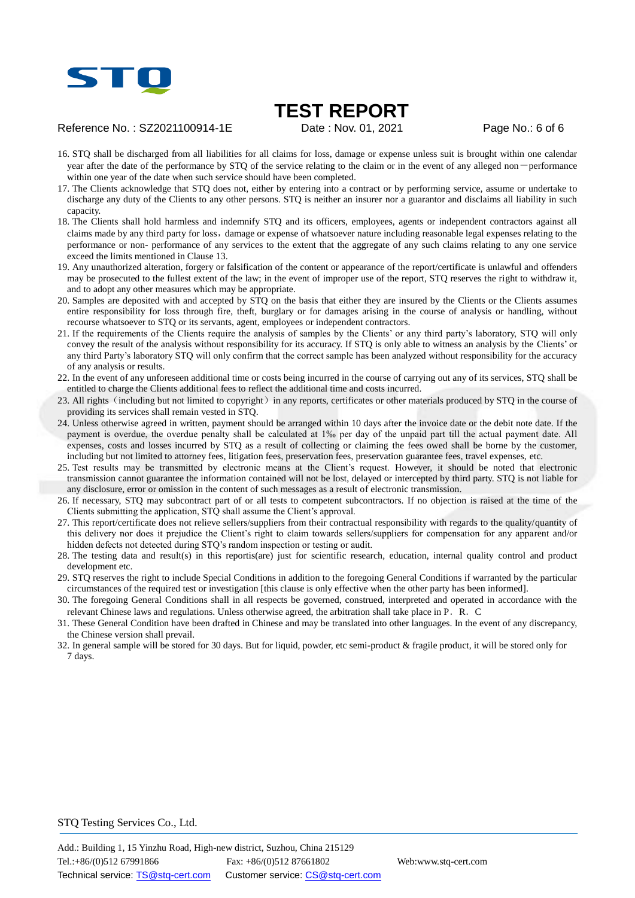16. STQ shall be discharged from all liabilities for all claims for loss, damage or expense unless suit is brought within one calendar year after the date of the performance by STQ of the service relating to the claim or in the event of any alleged non－performance within one year of the date when such service should have been completed.
17. The Clients acknowledge that STQ does not, either by entering into a contract or by performing service, assume or undertake to discharge any duty of the Clients to any other persons. STQ is neither an insurer nor a guarantor and disclaims all liability in such capacity.
18. The Clients shall hold harmless and indemnify STQ and its officers, employees, agents or independent contractors against all claims made by any third party for loss，damage or expense of whatsoever nature including reasonable legal expenses relating to the performance or non- performance of any services to the extent that the aggregate of any such claims relating to any one service exceed the limits mentioned in Clause 13.
19. Any unauthorized alteration, forgery or falsification of the content or appearance of the report/certificate is unlawful and offenders may be prosecuted to the fullest extent of the law; in the event of improper use of the report, STQ reserves the right to withdraw it, and to adopt any other measures which may be appropriate.
20. Samples are deposited with and accepted by STQ on the basis that either they are insured by the Clients or the Clients assumes entire responsibility for loss through fire, theft, burglary or for damages arising in the course of analysis or handling, without recourse whatsoever to STQ or its servants, agent, employees or independent contractors.
21. If the requirements of the Clients require the analysis of samples by the Clients' or any third party's laboratory, STQ will only convey the result of the analysis without responsibility for its accuracy. If STQ is only able to witness an analysis by the Clients' or any third Party's laboratory STQ will only confirm that the correct sample has been analyzed without responsibility for the accuracy of any analysis or results.
22. In the event of any unforeseen additional time or costs being incurred in the course of carrying out any of its services, STQ shall be entitled to charge the Clients additional fees to reflect the additional time and costs incurred.
23. All rights（including but not limited to copyright）in any reports, certificates or other materials produced by STQ in the course of providing its services shall remain vested in STQ.
24. Unless otherwise agreed in written, payment should be arranged within 10 days after the invoice date or the debit note date. If the payment is overdue, the overdue penalty shall be calculated at 1‰ per day of the unpaid part till the actual payment date. All expenses, costs and losses incurred by STQ as a result of collecting or claiming the fees owed shall be borne by the customer, including but not limited to attorney fees, litigation fees, preservation fees, preservation guarantee fees, travel expenses, etc.
25. Test results may be transmitted by electronic means at the Client's request. However, it should be noted that electronic transmission cannot guarantee the information contained will not be lost, delayed or intercepted by third party. STQ is not liable for any disclosure, error or omission in the content of such messages as a result of electronic transmission.
26. If necessary, STQ may subcontract part of or all tests to competent subcontractors. If no objection is raised at the time of the Clients submitting the application, STQ shall assume the Client's approval.
27. This report/certificate does not relieve sellers/suppliers from their contractual responsibility with regards to the quality/quantity of this delivery nor does it prejudice the Client's right to claim towards sellers/suppliers for compensation for any apparent and/or hidden defects not detected during STQ's random inspection or testing or audit.
28. The testing data and result(s) in this reportis(are) just for scientific research, education, internal quality control and product development etc.
29. STQ reserves the right to include Special Conditions in addition to the foregoing General Conditions if warranted by the particular circumstances of the required test or investigation [this clause is only effective when the other party has been informed].
30. The foregoing General Conditions shall in all respects be governed, construed, interpreted and operated in accordance with the relevant Chinese laws and regulations. Unless otherwise agreed, the arbitration shall take place in P．R．C
31. These General Condition have been drafted in Chinese and may be translated into other languages. In the event of any discrepancy, the Chinese version shall prevail.
32. In general sample will be stored for 30 days. But for liquid, powder, etc semi-product & fragile product, it will be stored only for 7 days.